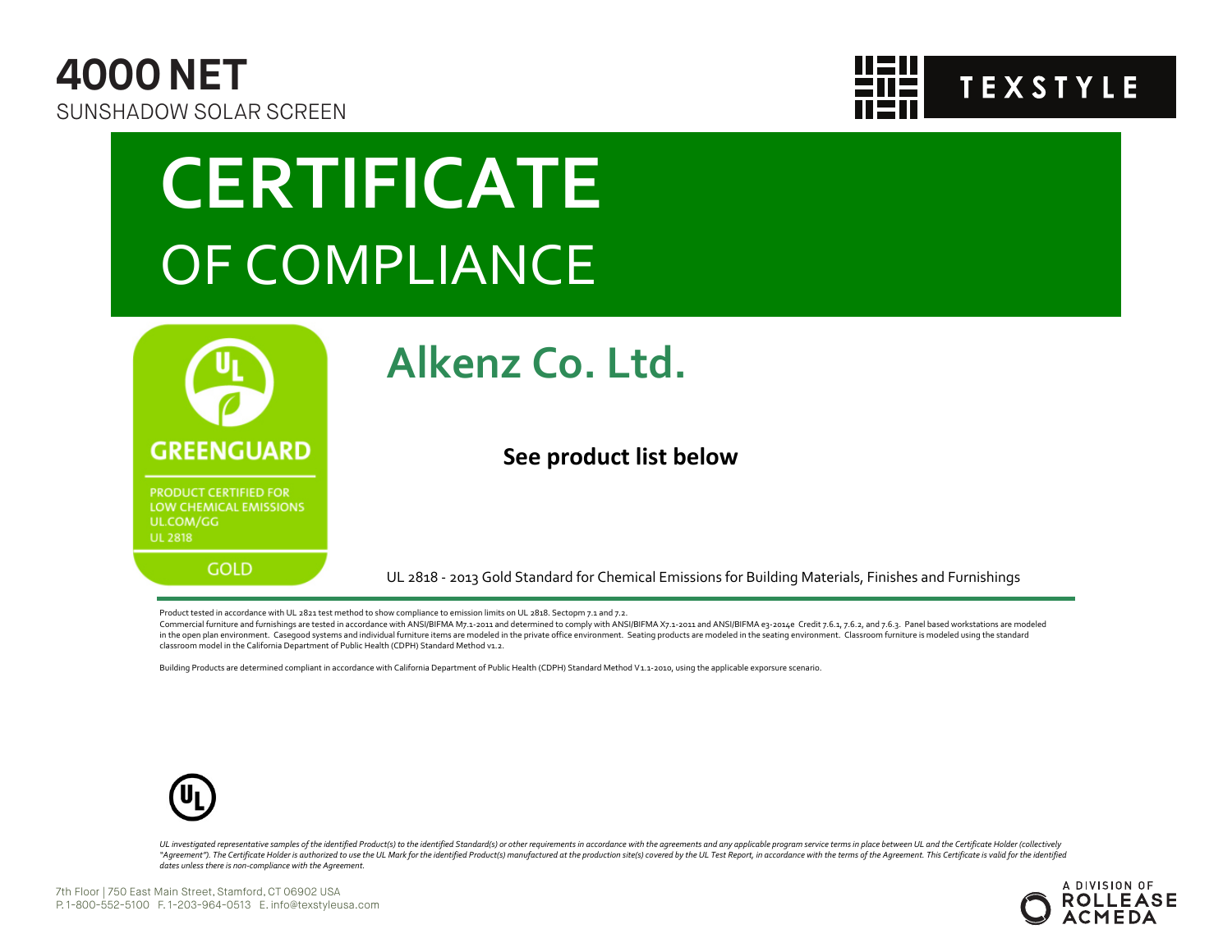# 4000 NET

SUNSHADOW SOLAR SCREEN

TEXSTYLE

# CERTIFICATE

## OF COMPLIANCE

GREENGUARD

PRODUCT CERTIFIED FOR LOW CHEMICAL EMISSIONS
UL.COM/GG
UL 2818

GOLD

## Alkenz Co. Ltd.

**See product list below**

UL 2818 - 2013 Gold Standard for Chemical Emissions for Building Materials, Finishes and Furnishings

Product tested in accordance with UL 2821 test method to show compliance to emission limits on UL 2818. Sectopm 7.1 and 7.2.
Commercial furniture and furnishings are tested in accordance with ANSI/BIFMA M7.1-2011 and determined to comply with ANSI/BIFMA X7.1-2011 and ANSI/BIFMA e3-2014e Credit 7.6.1, 7.6.2, and 7.6.3. Panel based workstations are modeled in the open plan environment. Casegood systems and individual furniture items are modeled in the private office environment. Seating products are modeled in the seating environment. Classroom furniture is modeled using the standard classroom model in the California Department of Public Health (CDPH) Standard Method v1.2.

Building Products are determined compliant in accordance with California Department of Public Health (CDPH) Standard Method V1.1-2010, using the applicable exsporsure scenario.

*UL investigated representative samples of the identified Product(s) to the identified Standard(s) or other requirements in accordance with the agreements and any applicable program service terms in place between UL and the Certificate Holder (collectively "Agreement"). The Certificate Holder is authorized to use the UL Mark for the identified Product(s) manufactured at the production site(s) covered by the UL Test Report, in accordance with the terms of the Agreement. This Certificate is valid for the identified dates unless there is non-compliance with the Agreement.*

7th Floor | 750 East Main Street, Stamford, CT 06902 USA
P. 1-800-552-5100 F. 1-203-964-0513 E. info@texstyleusa.com

A DIVISION OF ROLLEASE ACMEDA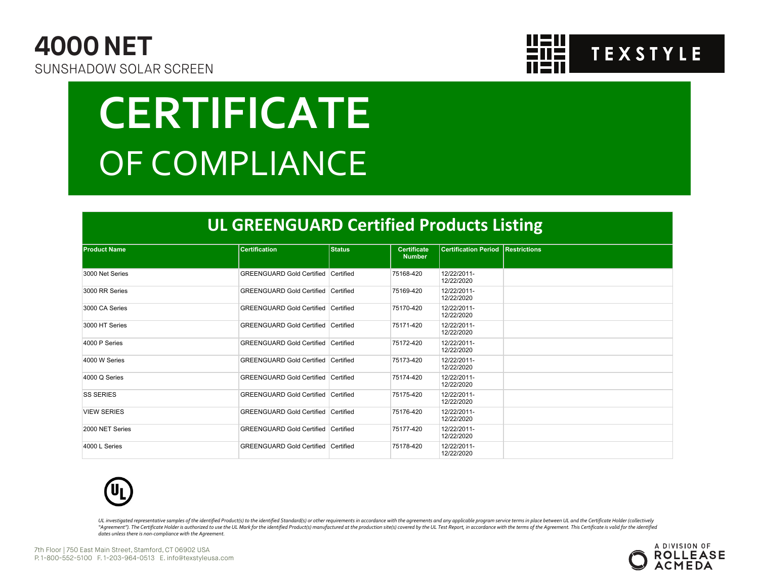# 4000 NET

SUNSHADOW SOLAR SCREEN

TEXSTYLE

# CERTIFICATE

## OF COMPLIANCE

## UL GREENGUARD Certified Products Listing

| Product Name | Certification | Status | Certificate Number | Certification Period | Restrictions |
|---|---|---|---|---|---|
| 3000 Net Series | GREENGUARD Gold Certified | Certified | 75168-420 | 12/22/2011-12/22/2020 | |
| 3000 RR Series | GREENGUARD Gold Certified | Certified | 75169-420 | 12/22/2011-12/22/2020 | |
| 3000 CA Series | GREENGUARD Gold Certified | Certified | 75170-420 | 12/22/2011-12/22/2020 | |
| 3000 HT Series | GREENGUARD Gold Certified | Certified | 75171-420 | 12/22/2011-12/22/2020 | |
| 4000 P Series | GREENGUARD Gold Certified | Certified | 75172-420 | 12/22/2011-12/22/2020 | |
| 4000 W Series | GREENGUARD Gold Certified | Certified | 75173-420 | 12/22/2011-12/22/2020 | |
| 4000 Q Series | GREENGUARD Gold Certified | Certified | 75174-420 | 12/22/2011-12/22/2020 | |
| SS SERIES | GREENGUARD Gold Certified | Certified | 75175-420 | 12/22/2011-12/22/2020 | |
| VIEW SERIES | GREENGUARD Gold Certified | Certified | 75176-420 | 12/22/2011-12/22/2020 | |
| 2000 NET Series | GREENGUARD Gold Certified | Certified | 75177-420 | 12/22/2011-12/22/2020 | |
| 4000 L Series | GREENGUARD Gold Certified | Certified | 75178-420 | 12/22/2011-12/22/2020 | |

*UL investigated representative samples of the identified Product(s) to the identified Standard(s) or other requirements in accordance with the agreements and any applicable program service terms in place between UL and the Certificate Holder (collectively "Agreement"). The Certificate Holder is authorized to use the UL Mark for the identified Product(s) manufactured at the production site(s) covered by the UL Test Report, in accordance with the terms of the Agreement. This Certificate is valid for the identified dates unless there is non-compliance with the Agreement.*

7th Floor | 750 East Main Street, Stamford, CT 06902 USA
P. 1-800-552-5100 F. 1-203-964-0513 E. info@texstyleusa.com

A DIVISION OF ROLLEASE ACMEDA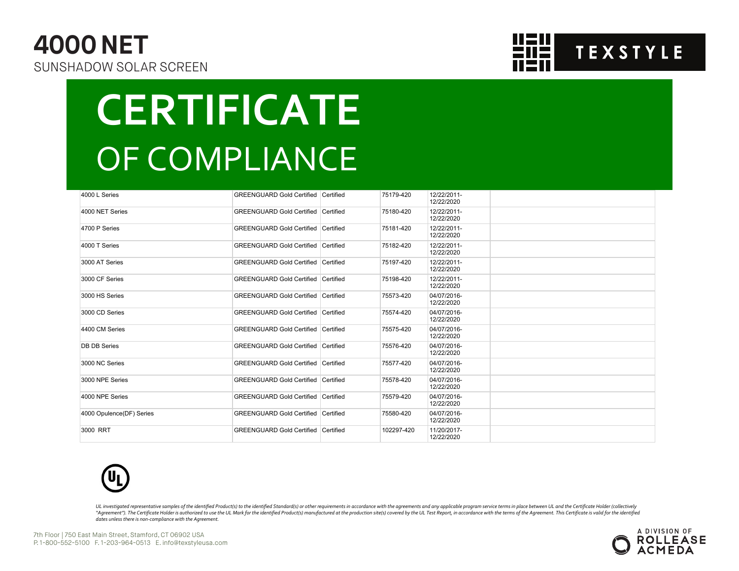# 4000 NET

SUNSHADOW SOLAR SCREEN

TEXSTYLE

# CERTIFICATE

## OF COMPLIANCE

| | | | | | |
|---|---|---|---|---|---|
| 4000 L Series | GREENGUARD Gold Certified | Certified | 75179-420 | 12/22/2011-12/22/2020 | |
| 4000 NET Series | GREENGUARD Gold Certified | Certified | 75180-420 | 12/22/2011-12/22/2020 | |
| 4700 P Series | GREENGUARD Gold Certified | Certified | 75181-420 | 12/22/2011-12/22/2020 | |
| 4000 T Series | GREENGUARD Gold Certified | Certified | 75182-420 | 12/22/2011-12/22/2020 | |
| 3000 AT Series | GREENGUARD Gold Certified | Certified | 75197-420 | 12/22/2011-12/22/2020 | |
| 3000 CF Series | GREENGUARD Gold Certified | Certified | 75198-420 | 12/22/2011-12/22/2020 | |
| 3000 HS Series | GREENGUARD Gold Certified | Certified | 75573-420 | 04/07/2016-12/22/2020 | |
| 3000 CD Series | GREENGUARD Gold Certified | Certified | 75574-420 | 04/07/2016-12/22/2020 | |
| 4400 CM Series | GREENGUARD Gold Certified | Certified | 75575-420 | 04/07/2016-12/22/2020 | |
| DB DB Series | GREENGUARD Gold Certified | Certified | 75576-420 | 04/07/2016-12/22/2020 | |
| 3000 NC Series | GREENGUARD Gold Certified | Certified | 75577-420 | 04/07/2016-12/22/2020 | |
| 3000 NPE Series | GREENGUARD Gold Certified | Certified | 75578-420 | 04/07/2016-12/22/2020 | |
| 4000 NPE Series | GREENGUARD Gold Certified | Certified | 75579-420 | 04/07/2016-12/22/2020 | |
| 4000 Opulence(DF) Series | GREENGUARD Gold Certified | Certified | 75580-420 | 04/07/2016-12/22/2020 | |
| 3000 RRT | GREENGUARD Gold Certified | Certified | 102297-420 | 11/20/2017-12/22/2020 | |

*UL investigated representative samples of the identified Product(s) to the identified Standard(s) or other requirements in accordance with the agreements and any applicable program service terms in place between UL and the Certificate Holder (collectively "Agreement"). The Certificate Holder is authorized to use the UL Mark for the identified Product(s) manufactured at the production site(s) covered by the UL Test Report, in accordance with the terms of the Agreement. This Certificate is valid for the identified dates unless there is non-compliance with the Agreement.*

7th Floor | 750 East Main Street, Stamford, CT 06902 USA
P. 1-800-552-5100 F. 1-203-964-0513 E. info@texstyleusa.com

A DIVISION OF ROLLEASE ACMEDA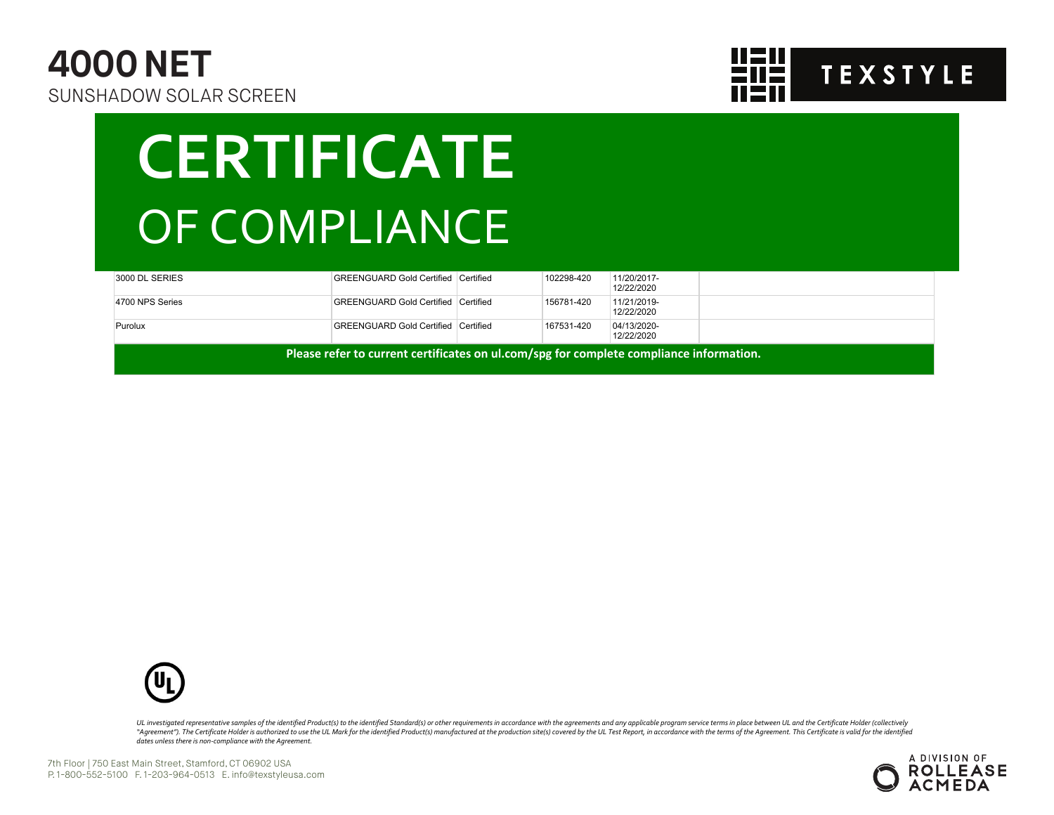# 4000 NET

SUNSHADOW SOLAR SCREEN

TEXSTYLE

# CERTIFICATE

## OF COMPLIANCE

| | | | | | |
|---|---|---|---|---|---|
| 3000 DL SERIES | GREENGUARD Gold Certified | Certified | 102298-420 | 11/20/2017-12/22/2020 | |
| 4700 NPS Series | GREENGUARD Gold Certified | Certified | 156781-420 | 11/21/2019-12/22/2020 | |
| Purolux | GREENGUARD Gold Certified | Certified | 167531-420 | 04/13/2020-12/22/2020 | |

**Please refer to current certificates on ul.com/spg for complete compliance information.**

*UL investigated representative samples of the identified Product(s) to the identified Standard(s) or other requirements in accordance with the agreements and any applicable program service terms in place between UL and the Certificate Holder (collectively "Agreement"). The Certificate Holder is authorized to use the UL Mark for the identified Product(s) manufactured at the production site(s) covered by the UL Test Report, in accordance with the terms of the Agreement. This Certificate is valid for the identified dates unless there is non-compliance with the Agreement.*

7th Floor | 750 East Main Street, Stamford, CT 06902 USA
P. 1-800-552-5100 F. 1-203-964-0513 E. info@texstyleusa.com

A DIVISION OF ROLLEASE ACMEDA